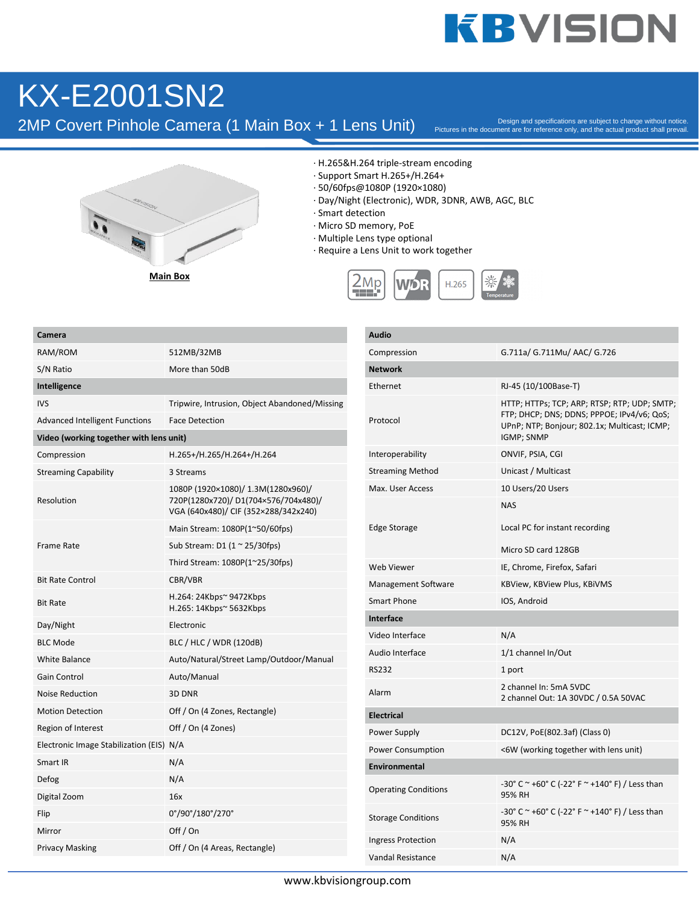# KX-E2001SN2

## 2MP Covert Pinhole Camera (1 Main Box + 1 Lens Unit)

Design and specifications are subject to change without notice.
Pictures in the document are for reference only, and the actual product shall prevail.

**Main Box**

- H.265&H.264 triple-stream encoding
- Support Smart H.265+/H.264+
- 50/60fps@1080P (1920×1080)
- Day/Night (Electronic), WDR, 3DNR, AWB, AGC, BLC
- Smart detection
- Micro SD memory, PoE
- Multiple Lens type optional
- Require a Lens Unit to work together

| **Camera** | |
|---|---|
| RAM/ROM | 512MB/32MB |
| S/N Ratio | More than 50dB |
| **Intelligence** | |
| IVS | Tripwire, Intrusion, Object Abandoned/Missing |
| Advanced Intelligent Functions | Face Detection |
| **Video (working together with lens unit)** | |
| Compression | H.265+/H.265/H.264+/H.264 |
| Streaming Capability | 3 Streams |
| Resolution | 1080P (1920×1080)/ 1.3M(1280x960)/ 720P(1280x720)/ D1(704×576/704x480)/ VGA (640x480)/ CIF (352×288/342x240) |
| Frame Rate | Main Stream: 1080P(1~50/60fps) |
| | Sub Stream: D1 (1 ~ 25/30fps) |
| | Third Stream: 1080P(1~25/30fps) |
| Bit Rate Control | CBR/VBR |
| Bit Rate | H.264: 24Kbps~ 9472Kbps<br>H.265: 14Kbps~ 5632Kbps |
| Day/Night | Electronic |
| BLC Mode | BLC / HLC / WDR (120dB) |
| White Balance | Auto/Natural/Street Lamp/Outdoor/Manual |
| Gain Control | Auto/Manual |
| Noise Reduction | 3D DNR |
| Motion Detection | Off / On (4 Zones, Rectangle) |
| Region of Interest | Off / On (4 Zones) |
| Electronic Image Stabilization (EIS) | N/A |
| Smart IR | N/A |
| Defog | N/A |
| Digital Zoom | 16x |
| Flip | 0°/90°/180°/270° |
| Mirror | Off / On |
| Privacy Masking | Off / On (4 Areas, Rectangle) |

| **Audio** | |
|---|---|
| Compression | G.711a/ G.711Mu/ AAC/ G.726 |
| **Network** | |
| Ethernet | RJ-45 (10/100Base-T) |
| Protocol | HTTP; HTTPs; TCP; ARP; RTSP; RTP; UDP; SMTP; FTP; DHCP; DNS; DDNS; PPPOE; IPv4/v6; QoS; UPnP; NTP; Bonjour; 802.1x; Multicast; ICMP; IGMP; SNMP |
| Interoperability | ONVIF, PSIA, CGI |
| Streaming Method | Unicast / Multicast |
| Max. User Access | 10 Users/20 Users |
| Edge Storage | NAS<br>Local PC for instant recording<br>Micro SD card 128GB |
| Web Viewer | IE, Chrome, Firefox, Safari |
| Management Software | KBView, KBView Plus, KBiVMS |
| Smart Phone | IOS, Android |
| **Interface** | |
| Video Interface | N/A |
| Audio Interface | 1/1 channel In/Out |
| RS232 | 1 port |
| Alarm | 2 channel In: 5mA 5VDC<br>2 channel Out: 1A 30VDC / 0.5A 50VAC |
| **Electrical** | |
| Power Supply | DC12V, PoE(802.3af) (Class 0) |
| Power Consumption | <6W (working together with lens unit) |
| **Environmental** | |
| Operating Conditions | -30° C ~ +60° C (-22° F ~ +140° F) / Less than 95% RH |
| Storage Conditions | -30° C ~ +60° C (-22° F ~ +140° F) / Less than 95% RH |
| Ingress Protection | N/A |
| Vandal Resistance | N/A |

www.kbvisiongroup.com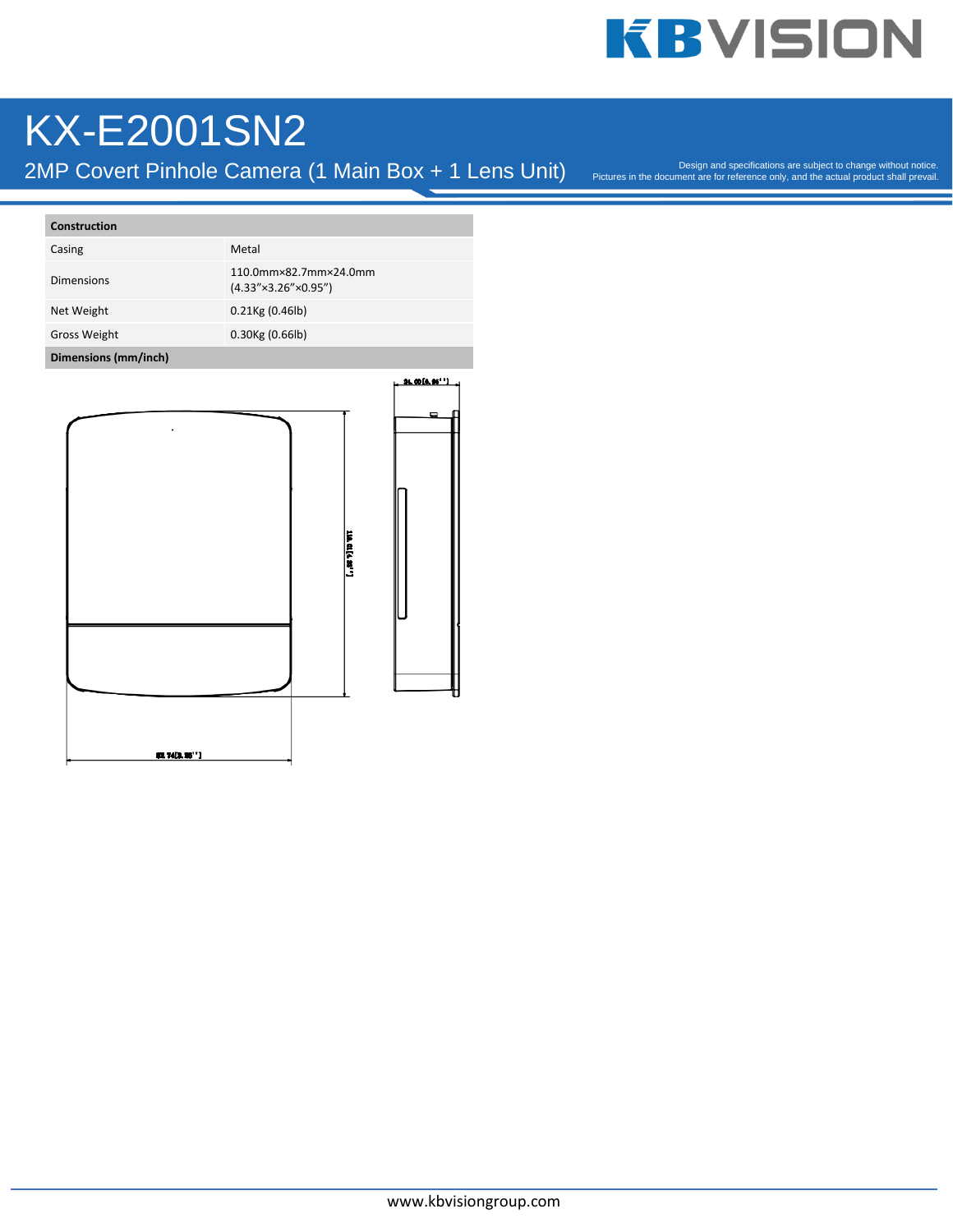# KX-E2001SN2

2MP Covert Pinhole Camera (1 Main Box + 1 Lens Unit)

Design and specifications are subject to change without notice.
Pictures in the document are for reference only, and the actual product shall prevail.

| Construction | |
|---|---|
| Casing | Metal |
| Dimensions | 110.0mm×82.7mm×24.0mm (4.33"×3.26"×0.95") |
| Net Weight | 0.21Kg (0.46lb) |
| Gross Weight | 0.30Kg (0.66lb) |
| **Dimensions (mm/inch)** | |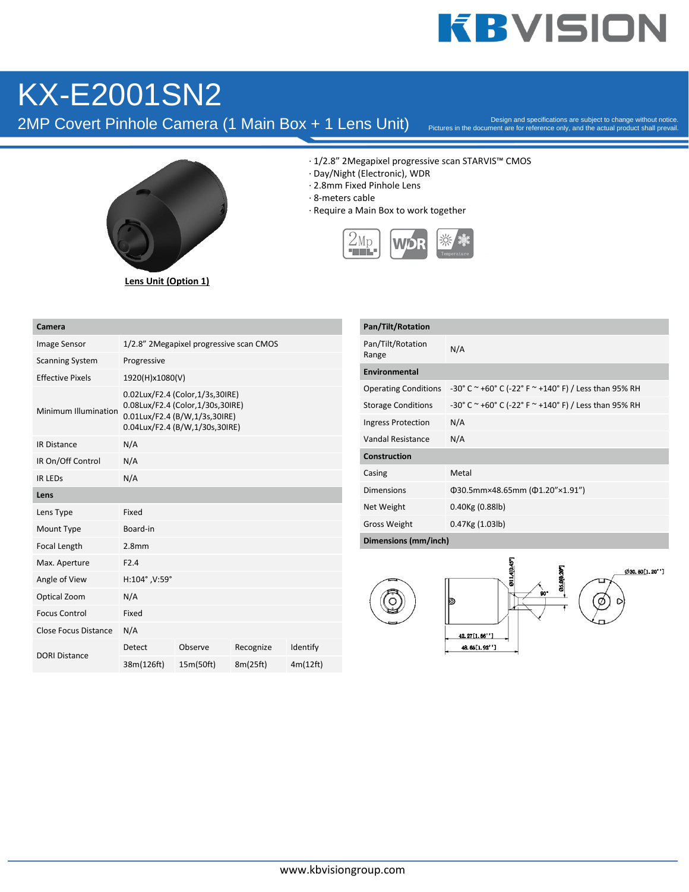# KX-E2001SN2

## 2MP Covert Pinhole Camera (1 Main Box + 1 Lens Unit)

Design and specifications are subject to change without notice.
Pictures in the document are for reference only, and the actual product shall prevail.

**Lens Unit (Option 1)**

- 1/2.8" 2Megapixel progressive scan STARVIS™ CMOS
- Day/Night (Electronic), WDR
- 2.8mm Fixed Pinhole Lens
- 8-meters cable
- Require a Main Box to work together

| **Camera** | | | | |
|---|---|---|---|---|
| Image Sensor | 1/2.8" 2Megapixel progressive scan CMOS | | | |
| Scanning System | Progressive | | | |
| Effective Pixels | 1920(H)x1080(V) | | | |
| Minimum Illumination | 0.02Lux/F2.4 (Color,1/3s,30IRE)<br>0.08Lux/F2.4 (Color,1/30s,30IRE)<br>0.01Lux/F2.4 (B/W,1/3s,30IRE)<br>0.04Lux/F2.4 (B/W,1/30s,30IRE) | | | |
| IR Distance | N/A | | | |
| IR On/Off Control | N/A | | | |
| IR LEDs | N/A | | | |
| **Lens** | | | | |
| Lens Type | Fixed | | | |
| Mount Type | Board-in | | | |
| Focal Length | 2.8mm | | | |
| Max. Aperture | F2.4 | | | |
| Angle of View | H:104° ,V:59° | | | |
| Optical Zoom | N/A | | | |
| Focus Control | Fixed | | | |
| Close Focus Distance | N/A | | | |
| DORI Distance | Detect | Observe | Recognize | Identify |
| | 38m(126ft) | 15m(50ft) | 8m(25ft) | 4m(12ft) |

| **Pan/Tilt/Rotation** | |
|---|---|
| Pan/Tilt/Rotation Range | N/A |
| **Environmental** | |
| Operating Conditions | -30° C ~ +60° C (-22° F ~ +140° F) / Less than 95% RH |
| Storage Conditions | -30° C ~ +60° C (-22° F ~ +140° F) / Less than 95% RH |
| Ingress Protection | N/A |
| Vandal Resistance | N/A |
| **Construction** | |
| Casing | Metal |
| Dimensions | Φ30.5mm×48.65mm (Φ1.20"×1.91") |
| Net Weight | 0.40Kg (0.88lb) |
| Gross Weight | 0.47Kg (1.03lb) |
| **Dimensions (mm/inch)** | |

Ø11.4[0.45"] Ø5.0[0.20"] 90° Ø30.50[1.20"] 42.27[1.66"] 48.65[1.92"]

www.kbvisiongroup.com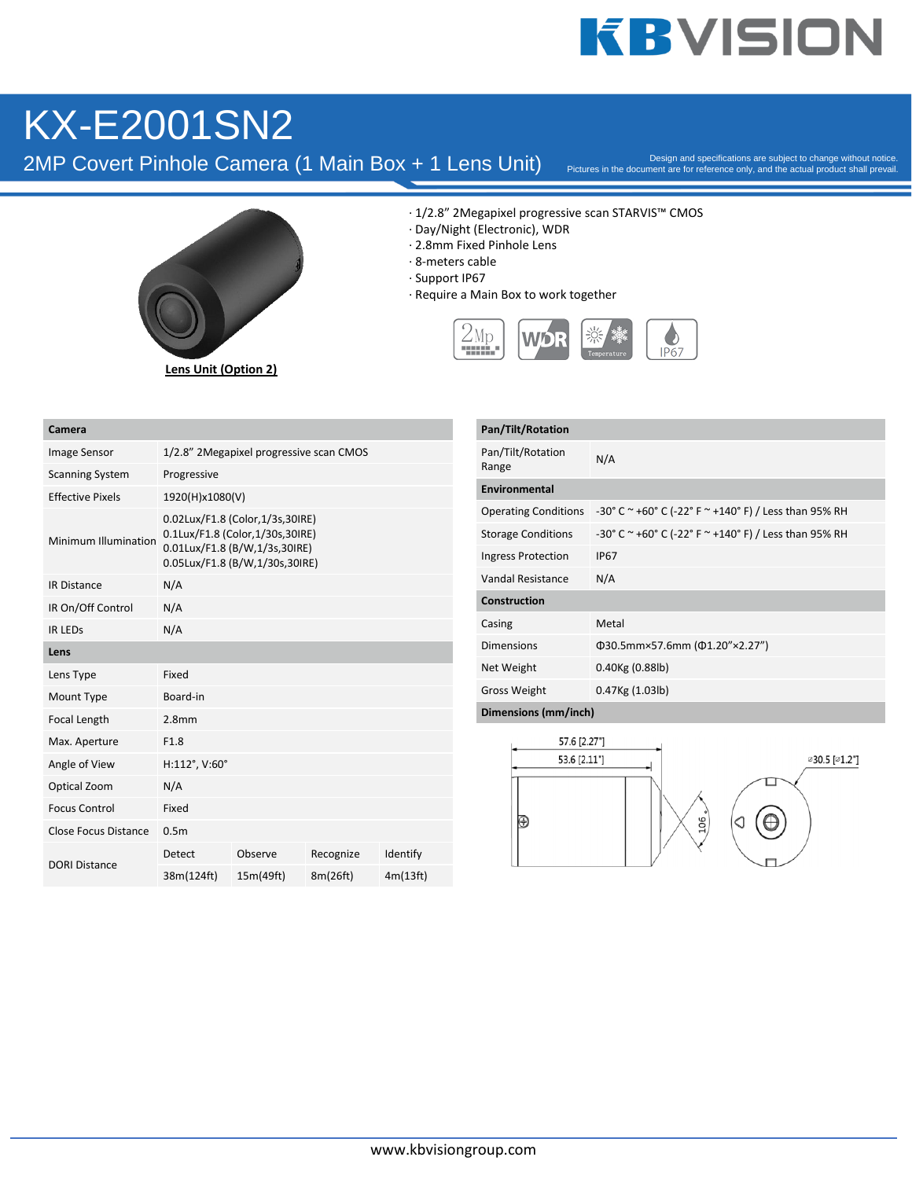# KX-E2001SN2

## 2MP Covert Pinhole Camera (1 Main Box + 1 Lens Unit)

Design and specifications are subject to change without notice.
Pictures in the document are for reference only, and the actual product shall prevail.

Lens Unit (Option 2)

- 1/2.8" 2Megapixel progressive scan STARVIS™ CMOS
- Day/Night (Electronic), WDR
- 2.8mm Fixed Pinhole Lens
- 8-meters cable
- Support IP67
- Require a Main Box to work together

| **Camera** | | | | |
|---|---|---|---|---|
| Image Sensor | 1/2.8" 2Megapixel progressive scan CMOS | | | |
| Scanning System | Progressive | | | |
| Effective Pixels | 1920(H)x1080(V) | | | |
| Minimum Illumination | 0.02Lux/F1.8 (Color,1/3s,30IRE)<br>0.1Lux/F1.8 (Color,1/30s,30IRE)<br>0.01Lux/F1.8 (B/W,1/3s,30IRE)<br>0.05Lux/F1.8 (B/W,1/30s,30IRE) | | | |
| IR Distance | N/A | | | |
| IR On/Off Control | N/A | | | |
| IR LEDs | N/A | | | |
| **Lens** | | | | |
| Lens Type | Fixed | | | |
| Mount Type | Board-in | | | |
| Focal Length | 2.8mm | | | |
| Max. Aperture | F1.8 | | | |
| Angle of View | H:112°, V:60° | | | |
| Optical Zoom | N/A | | | |
| Focus Control | Fixed | | | |
| Close Focus Distance | 0.5m | | | |
| DORI Distance | Detect | Observe | Recognize | Identify |
| | 38m(124ft) | 15m(49ft) | 8m(26ft) | 4m(13ft) |

| **Pan/Tilt/Rotation** | |
|---|---|
| Pan/Tilt/Rotation Range | N/A |
| **Environmental** | |
| Operating Conditions | -30° C ~ +60° C (-22° F ~ +140° F) / Less than 95% RH |
| Storage Conditions | -30° C ~ +60° C (-22° F ~ +140° F) / Less than 95% RH |
| Ingress Protection | IP67 |
| Vandal Resistance | N/A |
| **Construction** | |
| Casing | Metal |
| Dimensions | Φ30.5mm×57.6mm (Φ1.20"×2.27") |
| Net Weight | 0.40Kg (0.88lb) |
| Gross Weight | 0.47Kg (1.03lb) |
| **Dimensions (mm/inch)** | |

57.6 [2.27"]
53.6 [2.11"]
106°
⌀30.5 [⌀1.2"]

www.kbvisiongroup.com